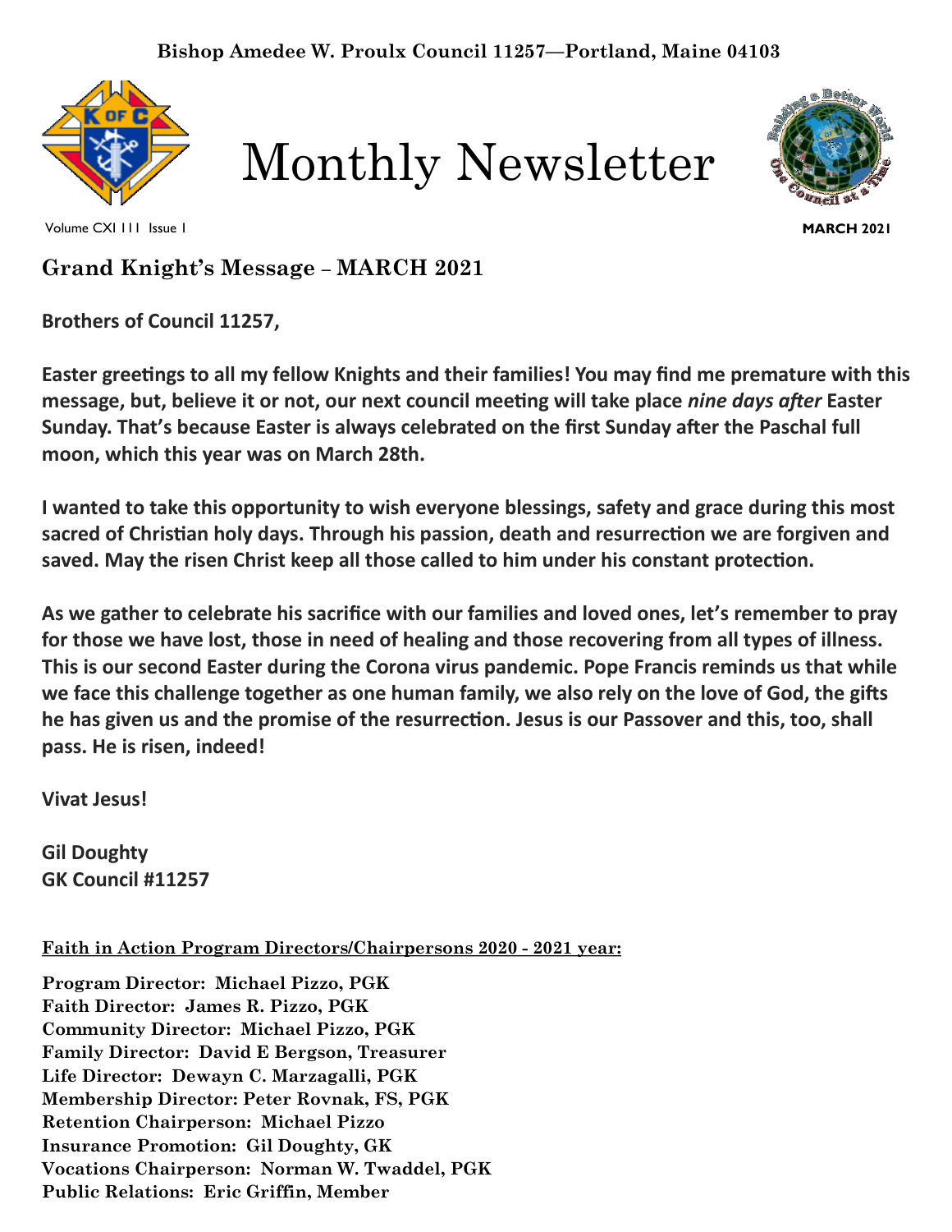Bishop Amedee W. Proulx Council 11257—Portland, Maine 04103

# Monthly Newsletter

Volume CXI 111 Issue 1

MARCH 2021

## Grand Knight's Message – MARCH 2021

**Brothers of Council 11257,**

**Easter greetings to all my fellow Knights and their families! You may find me premature with this message, but, believe it or not, our next council meeting will take place *nine days after* Easter Sunday. That's because Easter is always celebrated on the first Sunday after the Paschal full moon, which this year was on March 28th.**

**I wanted to take this opportunity to wish everyone blessings, safety and grace during this most sacred of Christian holy days. Through his passion, death and resurrection we are forgiven and saved. May the risen Christ keep all those called to him under his constant protection.**

**As we gather to celebrate his sacrifice with our families and loved ones, let's remember to pray for those we have lost, those in need of healing and those recovering from all types of illness. This is our second Easter during the Corona virus pandemic. Pope Francis reminds us that while we face this challenge together as one human family, we also rely on the love of God, the gifts he has given us and the promise of the resurrection. Jesus is our Passover and this, too, shall pass. He is risen, indeed!**

**Vivat Jesus!**

**Gil Doughty**
**GK Council #11257**

**Faith in Action Program Directors/Chairpersons 2020 - 2021 year:**

**Program Director: Michael Pizzo, PGK**
**Faith Director: James R. Pizzo, PGK**
**Community Director: Michael Pizzo, PGK**
**Family Director: David E Bergson, Treasurer**
**Life Director: Dewayn C. Marzagalli, PGK**
**Membership Director: Peter Rovnak, FS, PGK**
**Retention Chairperson: Michael Pizzo**
**Insurance Promotion: Gil Doughty, GK**
**Vocations Chairperson: Norman W. Twaddel, PGK**
**Public Relations: Eric Griffin, Member**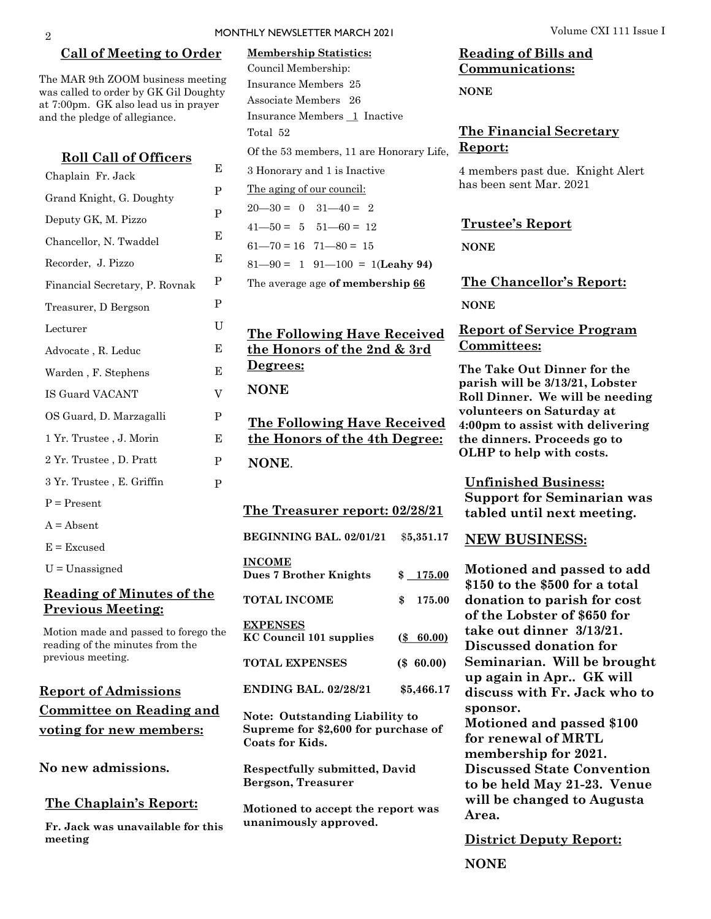## Call of Meeting to Order

The MAR 9th ZOOM business meeting was called to order by GK Gil Doughty at 7:00pm. GK also lead us in prayer and the pledge of allegiance.

## Roll Call of Officers

| Officer | |
|---|---|
| Chaplain Fr. Jack | E |
| Grand Knight, G. Doughty | P |
| Deputy GK, M. Pizzo | P |
| Chancellor, N. Twaddel | E |
| Recorder, J. Pizzo | E |
| Financial Secretary, P. Rovnak | P |
| Treasurer, D Bergson | P |
| Lecturer | U |
| Advocate , R. Leduc | E |
| Warden , F. Stephens | E |
| IS Guard VACANT | V |
| OS Guard, D. Marzagalli | P |
| 1 Yr. Trustee , J. Morin | E |
| 2 Yr. Trustee , D. Pratt | P |
| 3 Yr. Trustee , E. Griffin | P |

P = Present

A = Absent

E = Excused

U = Unassigned

## Reading of Minutes of the Previous Meeting:

Motion made and passed to forego the reading of the minutes from the previous meeting.

## Report of Admissions Committee on Reading and voting for new members:

**No new admissions.**

## The Chaplain's Report:

**Fr. Jack was unavailable for this meeting**

**Membership Statistics:**

Council Membership:

Insurance Members 25

Associate Members 26

Insurance Members 1 Inactive

Total 52

Of the 53 members, 11 are Honorary Life, 3 Honorary and 1 is Inactive

The aging of our council:

20—30 = 0 31—40 = 2

41—50 = 5 51—60 = 12

61—70 = 16 71—80 = 15

81—90 = 1 91—100 = 1(**Leahy 94)**

The average age **of membership 66**

## The Following Have Received the Honors of the 2nd & 3rd Degrees:

**NONE**

## The Following Have Received the Honors of the 4th Degree:

**NONE**.

## The Treasurer report: 02/28/21

| | |
|---|---|
| **BEGINNING BAL. 02/01/21** | **$5,351.17** |
| **INCOME** | |
| **Dues 7 Brother Knights** | **$ 175.00** |
| **TOTAL INCOME** | **$ 175.00** |
| **EXPENSES** | |
| **KC Council 101 supplies** | **($ 60.00)** |
| **TOTAL EXPENSES** | **($ 60.00)** |
| **ENDING BAL. 02/28/21** | **$5,466.17** |

**Note: Outstanding Liability to Supreme for $2,600 for purchase of Coats for Kids.**

**Respectfully submitted, David Bergson, Treasurer**

**Motioned to accept the report was unanimously approved.**

## Reading of Bills and Communications:

**NONE**

## The Financial Secretary Report:

4 members past due. Knight Alert has been sent Mar. 2021

## Trustee's Report

**NONE**

## The Chancellor's Report:

**NONE**

## Report of Service Program Committees:

**The Take Out Dinner for the parish will be 3/13/21, Lobster Roll Dinner. We will be needing volunteers on Saturday at 4:00pm to assist with delivering the dinners. Proceeds go to OLHP to help with costs.**

## Unfinished Business:

**Support for Seminarian was tabled until next meeting.**

## NEW BUSINESS:

**Motioned and passed to add $150 to the $500 for a total donation to parish for cost of the Lobster of $650 for take out dinner 3/13/21. Discussed donation for Seminarian. Will be brought up again in Apr.. GK will discuss with Fr. Jack who to sponsor.**
**Motioned and passed $100 for renewal of MRTL membership for 2021.**
**Discussed State Convention to be held May 21-23. Venue will be changed to Augusta Area.**

## District Deputy Report:

**NONE**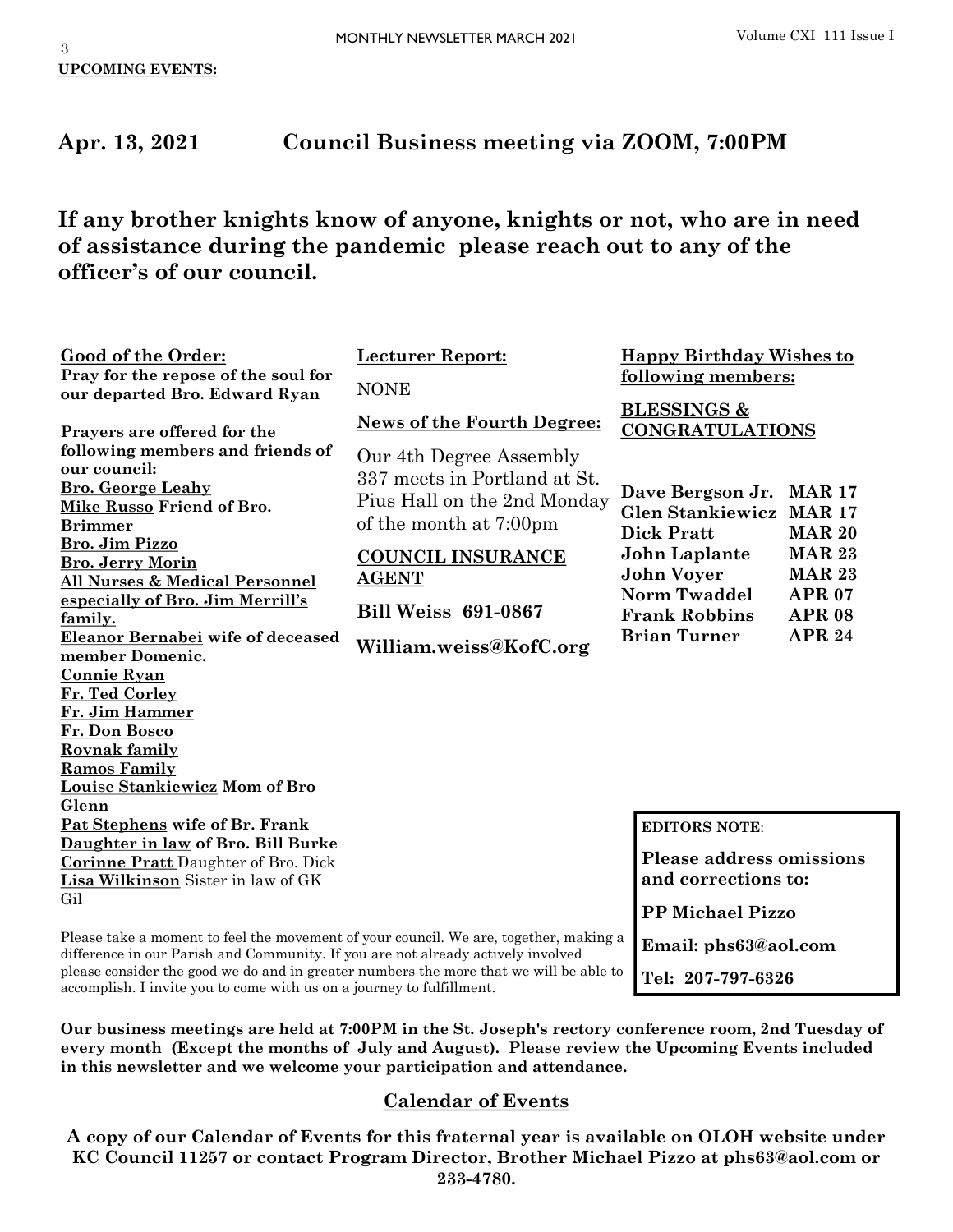**UPCOMING EVENTS:**

## Apr. 13, 2021 Council Business meeting via ZOOM, 7:00PM

## If any brother knights know of anyone, knights or not, who are in need of assistance during the pandemic please reach out to any of the officer's of our council.

**Good of the Order:**

**Pray for the repose of the soul for our departed Bro. Edward Ryan**

**Prayers are offered for the following members and friends of our council:**

**Bro. George Leahy**
**Mike Russo Friend of Bro. Brimmer**
**Bro. Jim Pizzo**
**Bro. Jerry Morin**
**All Nurses & Medical Personnel especially of Bro. Jim Merrill's family.**
**Eleanor Bernabei wife of deceased member Domenic.**
**Connie Ryan**
**Fr. Ted Corley**
**Fr. Jim Hammer**
**Fr. Don Bosco**
**Rovnak family**
**Ramos Family**
**Louise Stankiewicz Mom of Bro Glenn**
**Pat Stephens wife of Br. Frank**
**Daughter in law of Bro. Bill Burke**
**Corinne Pratt** Daughter of Bro. Dick
**Lisa Wilkinson** Sister in law of GK Gil

**Lecturer Report:**

NONE

**News of the Fourth Degree:**

Our 4th Degree Assembly 337 meets in Portland at St. Pius Hall on the 2nd Monday of the month at 7:00pm

**COUNCIL INSURANCE AGENT**

**Bill Weiss 691-0867**

**William.weiss@KofC.org**

**Happy Birthday Wishes to following members:**

**BLESSINGS & CONGRATULATIONS**

| | |
|---|---|
| **Dave Bergson Jr.** | **MAR 17** |
| **Glen Stankiewicz** | **MAR 17** |
| **Dick Pratt** | **MAR 20** |
| **John Laplante** | **MAR 23** |
| **John Voyer** | **MAR 23** |
| **Norm Twaddel** | **APR 07** |
| **Frank Robbins** | **APR 08** |
| **Brian Turner** | **APR 24** |

Please take a moment to feel the movement of your council. We are, together, making a difference in our Parish and Community. If you are not already actively involved please consider the good we do and in greater numbers the more that we will be able to accomplish. I invite you to come with us on a journey to fulfillment.

**EDITORS NOTE**:

**Please address omissions and corrections to:**

**PP Michael Pizzo**

**Email: phs63@aol.com**

**Tel: 207-797-6326**

**Our business meetings are held at 7:00PM in the St. Joseph's rectory conference room, 2nd Tuesday of every month (Except the months of July and August). Please review the Upcoming Events included in this newsletter and we welcome your participation and attendance.**

## Calendar of Events

**A copy of our Calendar of Events for this fraternal year is available on OLOH website under KC Council 11257 or contact Program Director, Brother Michael Pizzo at phs63@aol.com or 233-4780.**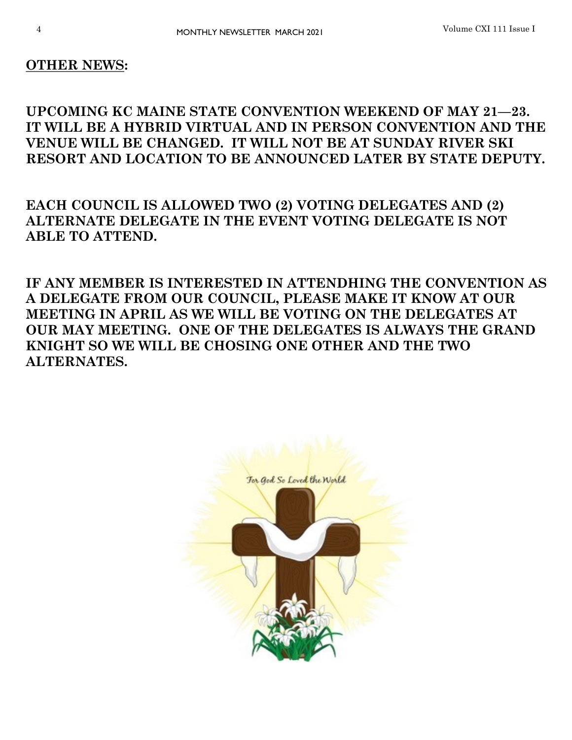**OTHER NEWS:**

**UPCOMING KC MAINE STATE CONVENTION WEEKEND OF MAY 21—23. IT WILL BE A HYBRID VIRTUAL AND IN PERSON CONVENTION AND THE VENUE WILL BE CHANGED. IT WILL NOT BE AT SUNDAY RIVER SKI RESORT AND LOCATION TO BE ANNOUNCED LATER BY STATE DEPUTY.**

**EACH COUNCIL IS ALLOWED TWO (2) VOTING DELEGATES AND (2) ALTERNATE DELEGATE IN THE EVENT VOTING DELEGATE IS NOT ABLE TO ATTEND.**

**IF ANY MEMBER IS INTERESTED IN ATTENDHING THE CONVENTION AS A DELEGATE FROM OUR COUNCIL, PLEASE MAKE IT KNOW AT OUR MEETING IN APRIL AS WE WILL BE VOTING ON THE DELEGATES AT OUR MAY MEETING. ONE OF THE DELEGATES IS ALWAYS THE GRAND KNIGHT SO WE WILL BE CHOSING ONE OTHER AND THE TWO ALTERNATES.**

For God So Loved the World